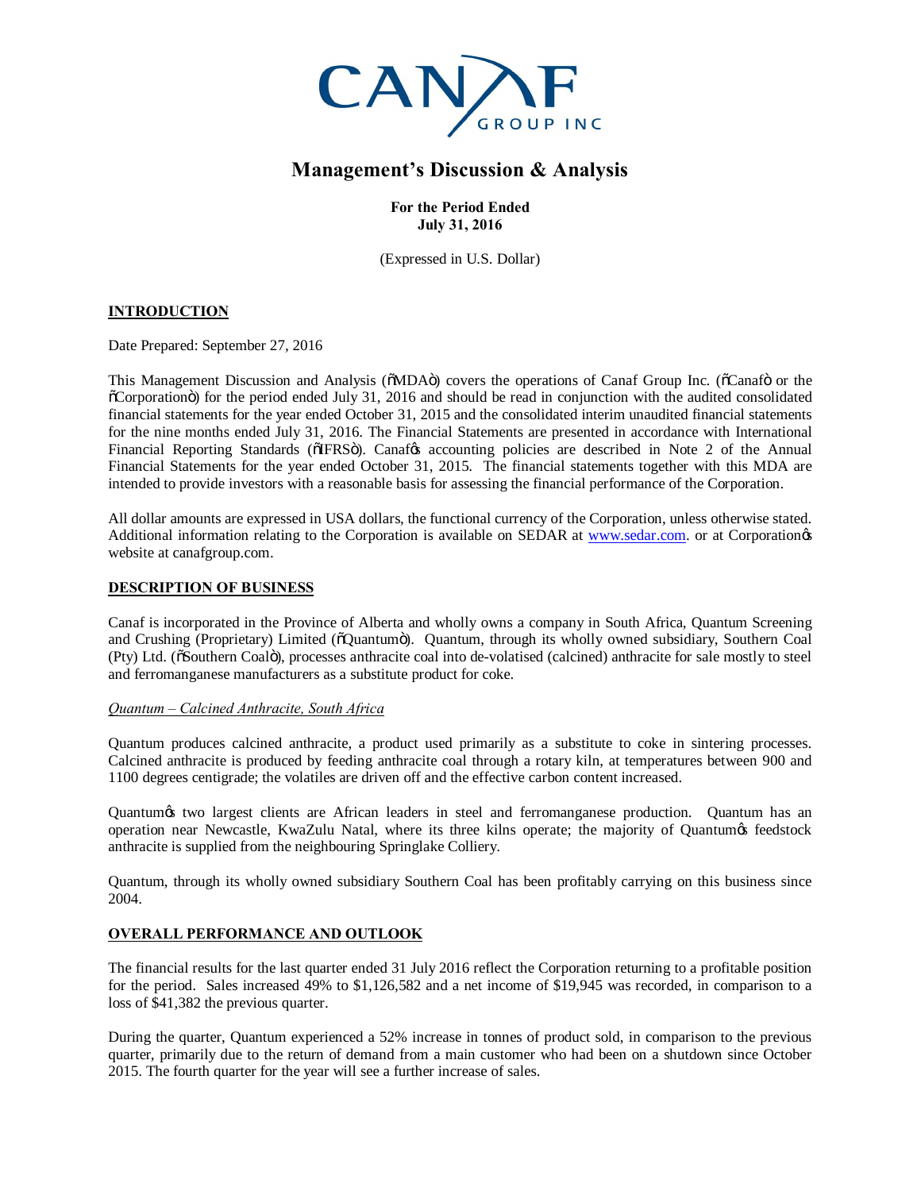# Management's Discussion & Analysis

**For the Period Ended**
**July 31, 2016**

(Expressed in U.S. Dollar)

## INTRODUCTION

Date Prepared: September 27, 2016

This Management Discussion and Analysis ("MDA") covers the operations of Canaf Group Inc. ("Canaf" or the "Corporation") for the period ended July 31, 2016 and should be read in conjunction with the audited consolidated financial statements for the year ended October 31, 2015 and the consolidated interim unaudited financial statements for the nine months ended July 31, 2016. The Financial Statements are presented in accordance with International Financial Reporting Standards ("IFRS"). Canaf's accounting policies are described in Note 2 of the Annual Financial Statements for the year ended October 31, 2015. The financial statements together with this MDA are intended to provide investors with a reasonable basis for assessing the financial performance of the Corporation.

All dollar amounts are expressed in USA dollars, the functional currency of the Corporation, unless otherwise stated. Additional information relating to the Corporation is available on SEDAR at www.sedar.com. or at Corporation's website at canafgroup.com.

## DESCRIPTION OF BUSINESS

Canaf is incorporated in the Province of Alberta and wholly owns a company in South Africa, Quantum Screening and Crushing (Proprietary) Limited ("Quantum"). Quantum, through its wholly owned subsidiary, Southern Coal (Pty) Ltd. ("Southern Coal"), processes anthracite coal into de-volatised (calcined) anthracite for sale mostly to steel and ferromanganese manufacturers as a substitute product for coke.

### *Quantum – Calcined Anthracite, South Africa*

Quantum produces calcined anthracite, a product used primarily as a substitute to coke in sintering processes. Calcined anthracite is produced by feeding anthracite coal through a rotary kiln, at temperatures between 900 and 1100 degrees centigrade; the volatiles are driven off and the effective carbon content increased.

Quantum's two largest clients are African leaders in steel and ferromanganese production. Quantum has an operation near Newcastle, KwaZulu Natal, where its three kilns operate; the majority of Quantum's feedstock anthracite is supplied from the neighbouring Springlake Colliery.

Quantum, through its wholly owned subsidiary Southern Coal has been profitably carrying on this business since 2004.

## OVERALL PERFORMANCE AND OUTLOOK

The financial results for the last quarter ended 31 July 2016 reflect the Corporation returning to a profitable position for the period. Sales increased 49% to $1,126,582 and a net income of $19,945 was recorded, in comparison to a loss of $41,382 the previous quarter.

During the quarter, Quantum experienced a 52% increase in tonnes of product sold, in comparison to the previous quarter, primarily due to the return of demand from a main customer who had been on a shutdown since October 2015. The fourth quarter for the year will see a further increase of sales.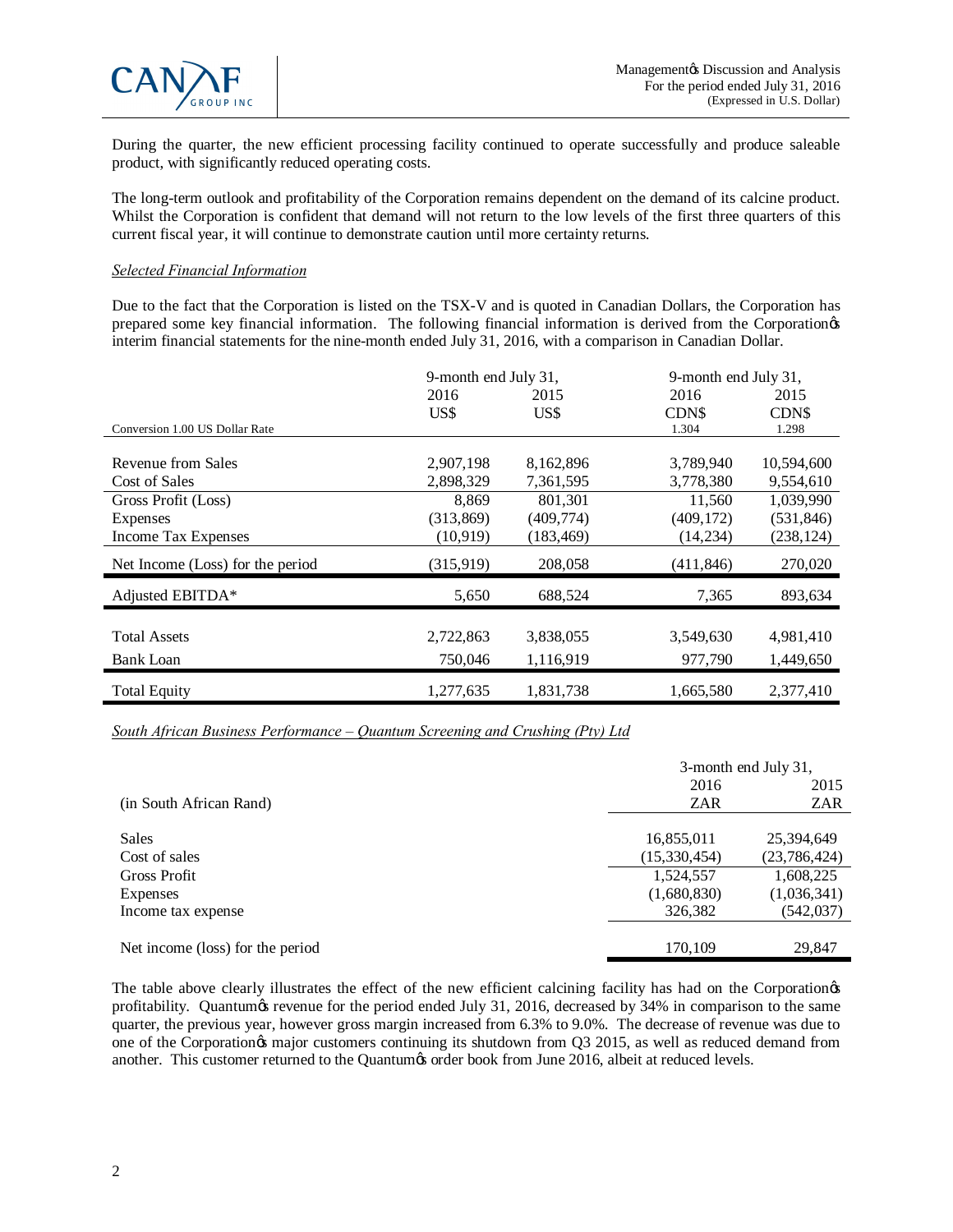During the quarter, the new efficient processing facility continued to operate successfully and produce saleable product, with significantly reduced operating costs.

The long-term outlook and profitability of the Corporation remains dependent on the demand of its calcine product. Whilst the Corporation is confident that demand will not return to the low levels of the first three quarters of this current fiscal year, it will continue to demonstrate caution until more certainty returns.

*Selected Financial Information*

Due to the fact that the Corporation is listed on the TSX-V and is quoted in Canadian Dollars, the Corporation has prepared some key financial information. The following financial information is derived from the Corporationøs interim financial statements for the nine-month ended July 31, 2016, with a comparison in Canadian Dollar.

| | 9-month end July 31, | | 9-month end July 31, | |
|---|---|---|---|---|
| | 2016 | 2015 | 2016 | 2015 |
| | US$ | US$ | CDN$ | CDN$ |
| Conversion 1.00 US Dollar Rate | | | 1.304 | 1.298 |
| Revenue from Sales | 2,907,198 | 8,162,896 | 3,789,940 | 10,594,600 |
| Cost of Sales | 2,898,329 | 7,361,595 | 3,778,380 | 9,554,610 |
| Gross Profit (Loss) | 8,869 | 801,301 | 11,560 | 1,039,990 |
| Expenses | (313,869) | (409,774) | (409,172) | (531,846) |
| Income Tax Expenses | (10,919) | (183,469) | (14,234) | (238,124) |
| Net Income (Loss) for the period | (315,919) | 208,058 | (411,846) | 270,020 |
| Adjusted EBITDA* | 5,650 | 688,524 | 7,365 | 893,634 |
| Total Assets | 2,722,863 | 3,838,055 | 3,549,630 | 4,981,410 |
| Bank Loan | 750,046 | 1,116,919 | 977,790 | 1,449,650 |
| Total Equity | 1,277,635 | 1,831,738 | 1,665,580 | 2,377,410 |

*South African Business Performance – Quantum Screening and Crushing (Pty) Ltd*

| | 3-month end July 31, | |
|---|---|---|
| | 2016 | 2015 |
| (in South African Rand) | ZAR | ZAR |
| Sales | 16,855,011 | 25,394,649 |
| Cost of sales | (15,330,454) | (23,786,424) |
| Gross Profit | 1,524,557 | 1,608,225 |
| Expenses | (1,680,830) | (1,036,341) |
| Income tax expense | 326,382 | (542,037) |
| Net income (loss) for the period | 170,109 | 29,847 |

The table above clearly illustrates the effect of the new efficient calcining facility has had on the Corporationøs profitability. Quantumøs revenue for the period ended July 31, 2016, decreased by 34% in comparison to the same quarter, the previous year, however gross margin increased from 6.3% to 9.0%. The decrease of revenue was due to one of the Corporationøs major customers continuing its shutdown from Q3 2015, as well as reduced demand from another. This customer returned to the Quantumøs order book from June 2016, albeit at reduced levels.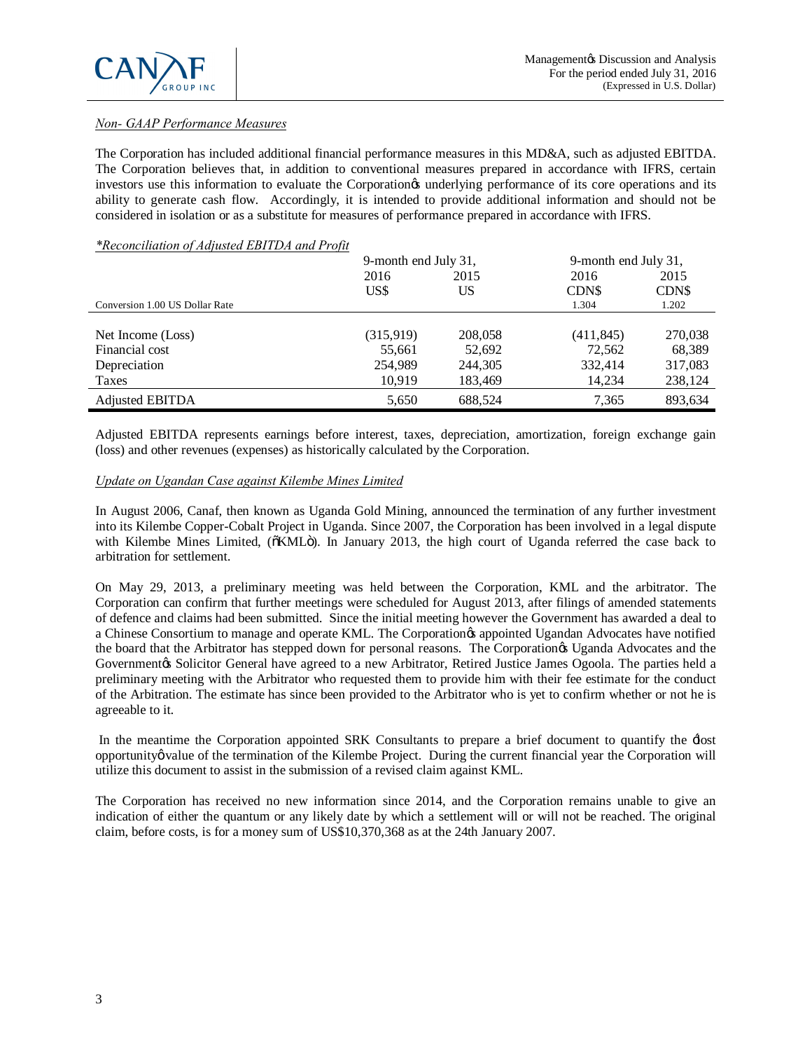*Non- GAAP Performance Measures*

The Corporation has included additional financial performance measures in this MD&A, such as adjusted EBITDA. The Corporation believes that, in addition to conventional measures prepared in accordance with IFRS, certain investors use this information to evaluate the Corporation's underlying performance of its core operations and its ability to generate cash flow. Accordingly, it is intended to provide additional information and should not be considered in isolation or as a substitute for measures of performance prepared in accordance with IFRS.

*\*Reconciliation of Adjusted EBITDA and Profit*

| | 9-month end July 31, | | 9-month end July 31, | |
|---|---|---|---|---|
| | 2016 | 2015 | 2016 | 2015 |
| | US$ | US | CDN$ | CDN$ |
| Conversion 1.00 US Dollar Rate | | | 1.304 | 1.202 |
| Net Income (Loss) | (315,919) | 208,058 | (411,845) | 270,038 |
| Financial cost | 55,661 | 52,692 | 72,562 | 68,389 |
| Depreciation | 254,989 | 244,305 | 332,414 | 317,083 |
| Taxes | 10,919 | 183,469 | 14,234 | 238,124 |
| Adjusted EBITDA | 5,650 | 688,524 | 7,365 | 893,634 |

Adjusted EBITDA represents earnings before interest, taxes, depreciation, amortization, foreign exchange gain (loss) and other revenues (expenses) as historically calculated by the Corporation.

*Update on Ugandan Case against Kilembe Mines Limited*

In August 2006, Canaf, then known as Uganda Gold Mining, announced the termination of any further investment into its Kilembe Copper-Cobalt Project in Uganda. Since 2007, the Corporation has been involved in a legal dispute with Kilembe Mines Limited, ("KML"). In January 2013, the high court of Uganda referred the case back to arbitration for settlement.

On May 29, 2013, a preliminary meeting was held between the Corporation, KML and the arbitrator. The Corporation can confirm that further meetings were scheduled for August 2013, after filings of amended statements of defence and claims had been submitted. Since the initial meeting however the Government has awarded a deal to a Chinese Consortium to manage and operate KML. The Corporation's appointed Ugandan Advocates have notified the board that the Arbitrator has stepped down for personal reasons. The Corporation's Uganda Advocates and the Government's Solicitor General have agreed to a new Arbitrator, Retired Justice James Ogoola. The parties held a preliminary meeting with the Arbitrator who requested them to provide him with their fee estimate for the conduct of the Arbitration. The estimate has since been provided to the Arbitrator who is yet to confirm whether or not he is agreeable to it.

In the meantime the Corporation appointed SRK Consultants to prepare a brief document to quantify the 'lost opportunity' value of the termination of the Kilembe Project. During the current financial year the Corporation will utilize this document to assist in the submission of a revised claim against KML.

The Corporation has received no new information since 2014, and the Corporation remains unable to give an indication of either the quantum or any likely date by which a settlement will or will not be reached. The original claim, before costs, is for a money sum of US$10,370,368 as at the 24th January 2007.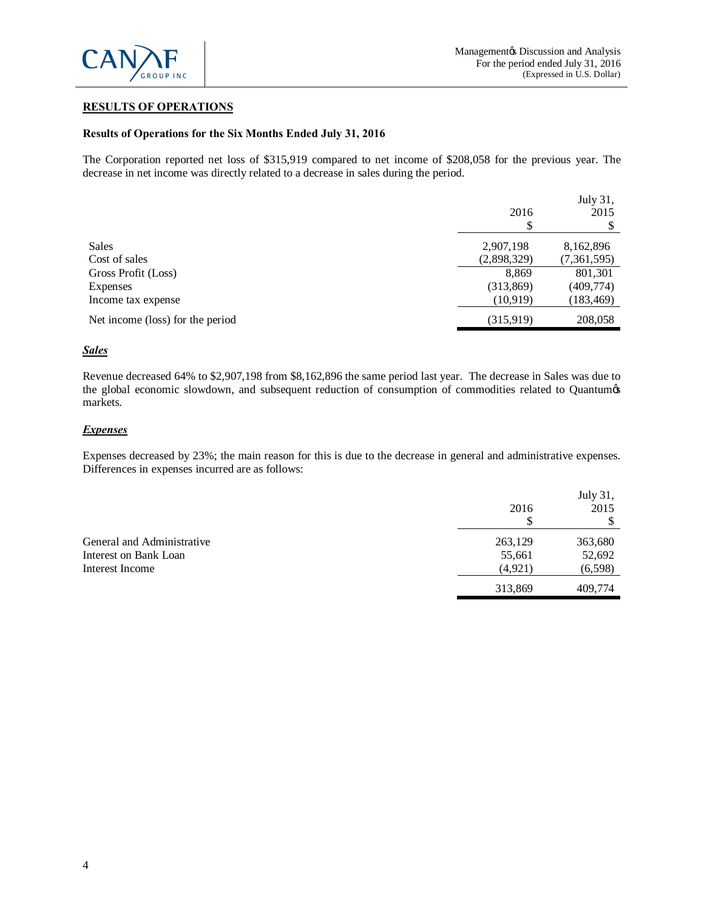## RESULTS OF OPERATIONS

### Results of Operations for the Six Months Ended July 31, 2016

The Corporation reported net loss of $315,919 compared to net income of $208,058 for the previous year. The decrease in net income was directly related to a decrease in sales during the period.

| | 2016<br>$ | July 31,<br>2015<br>$ |
|---|---|---|
| Sales | 2,907,198 | 8,162,896 |
| Cost of sales | (2,898,329) | (7,361,595) |
| Gross Profit (Loss) | 8,869 | 801,301 |
| Expenses | (313,869) | (409,774) |
| Income tax expense | (10,919) | (183,469) |
| Net income (loss) for the period | (315,919) | 208,058 |

#### *Sales*

Revenue decreased 64% to $2,907,198 from $8,162,896 the same period last year. The decrease in Sales was due to the global economic slowdown, and subsequent reduction of consumption of commodities related to Quantum's markets.

#### *Expenses*

Expenses decreased by 23%; the main reason for this is due to the decrease in general and administrative expenses. Differences in expenses incurred are as follows:

| | 2016<br>$ | July 31,<br>2015<br>$ |
|---|---|---|
| General and Administrative | 263,129 | 363,680 |
| Interest on Bank Loan | 55,661 | 52,692 |
| Interest Income | (4,921) | (6,598) |
| | 313,869 | 409,774 |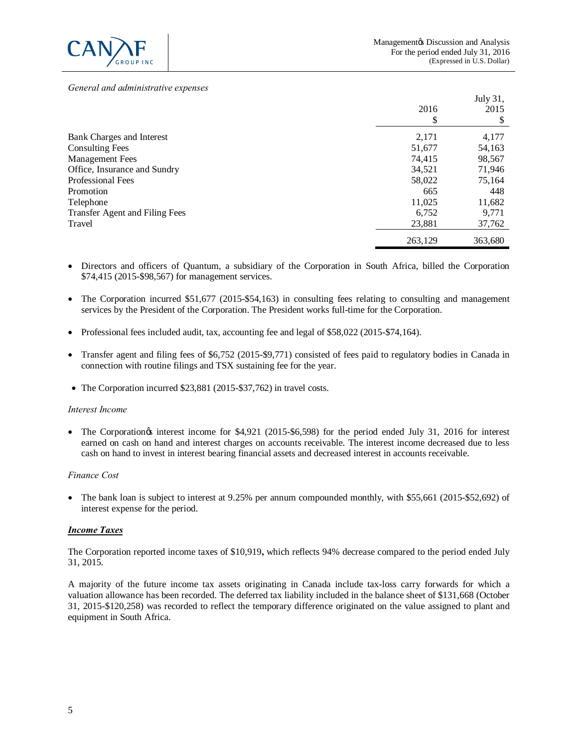*General and administrative expenses*

| | 2016<br>$ | July 31,<br>2015<br>$ |
|---|---|---|
| Bank Charges and Interest | 2,171 | 4,177 |
| Consulting Fees | 51,677 | 54,163 |
| Management Fees | 74,415 | 98,567 |
| Office, Insurance and Sundry | 34,521 | 71,946 |
| Professional Fees | 58,022 | 75,164 |
| Promotion | 665 | 448 |
| Telephone | 11,025 | 11,682 |
| Transfer Agent and Filing Fees | 6,752 | 9,771 |
| Travel | 23,881 | 37,762 |
| | 263,129 | 363,680 |

- Directors and officers of Quantum, a subsidiary of the Corporation in South Africa, billed the Corporation $74,415 (2015-$98,567) for management services.
- The Corporation incurred $51,677 (2015-$54,163) in consulting fees relating to consulting and management services by the President of the Corporation. The President works full-time for the Corporation.
- Professional fees included audit, tax, accounting fee and legal of $58,022 (2015-$74,164).
- Transfer agent and filing fees of $6,752 (2015-$9,771) consisted of fees paid to regulatory bodies in Canada in connection with routine filings and TSX sustaining fee for the year.
- The Corporation incurred $23,881 (2015-$37,762) in travel costs.

*Interest Income*

- The Corporation's interest income for $4,921 (2015-$6,598) for the period ended July 31, 2016 for interest earned on cash on hand and interest charges on accounts receivable. The interest income decreased due to less cash on hand to invest in interest bearing financial assets and decreased interest in accounts receivable.

*Finance Cost*

- The bank loan is subject to interest at 9.25% per annum compounded monthly, with $55,661 (2015-$52,692) of interest expense for the period.

***Income Taxes***

The Corporation reported income taxes of $10,919**,** which reflects 94% decrease compared to the period ended July 31, 2015.

A majority of the future income tax assets originating in Canada include tax-loss carry forwards for which a valuation allowance has been recorded. The deferred tax liability included in the balance sheet of $131,668 (October 31, 2015-$120,258) was recorded to reflect the temporary difference originated on the value assigned to plant and equipment in South Africa.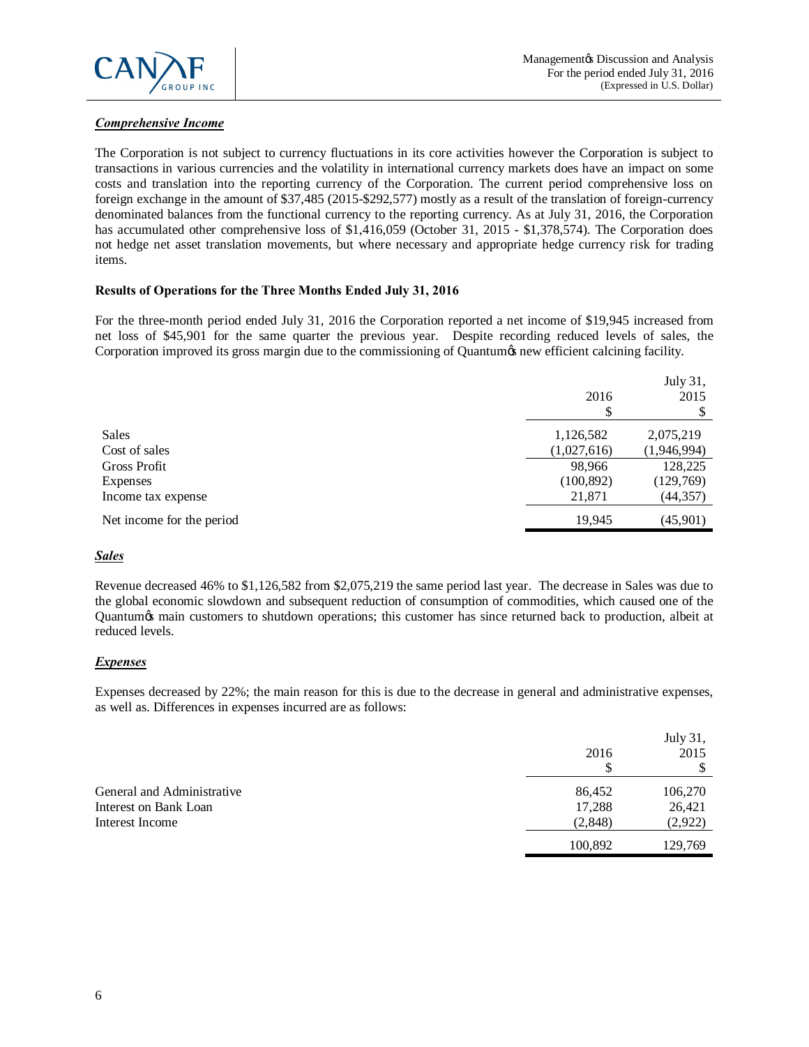***Comprehensive Income***

The Corporation is not subject to currency fluctuations in its core activities however the Corporation is subject to transactions in various currencies and the volatility in international currency markets does have an impact on some costs and translation into the reporting currency of the Corporation. The current period comprehensive loss on foreign exchange in the amount of $37,485 (2015-$292,577) mostly as a result of the translation of foreign-currency denominated balances from the functional currency to the reporting currency. As at July 31, 2016, the Corporation has accumulated other comprehensive loss of $1,416,059 (October 31, 2015 - $1,378,574). The Corporation does not hedge net asset translation movements, but where necessary and appropriate hedge currency risk for trading items.

**Results of Operations for the Three Months Ended July 31, 2016**

For the three-month period ended July 31, 2016 the Corporation reported a net income of $19,945 increased from net loss of $45,901 for the same quarter the previous year. Despite recording reduced levels of sales, the Corporation improved its gross margin due to the commissioning of Quantum's new efficient calcining facility.

| | 2016<br>$ | July 31,<br>2015<br>$ |
|---|---|---|
| Sales | 1,126,582 | 2,075,219 |
| Cost of sales | (1,027,616) | (1,946,994) |
| Gross Profit | 98,966 | 128,225 |
| Expenses | (100,892) | (129,769) |
| Income tax expense | 21,871 | (44,357) |
| Net income for the period | 19,945 | (45,901) |

***Sales***

Revenue decreased 46% to $1,126,582 from $2,075,219 the same period last year. The decrease in Sales was due to the global economic slowdown and subsequent reduction of consumption of commodities, which caused one of the Quantum's main customers to shutdown operations; this customer has since returned back to production, albeit at reduced levels.

***Expenses***

Expenses decreased by 22%; the main reason for this is due to the decrease in general and administrative expenses, as well as. Differences in expenses incurred are as follows:

| | 2016<br>$ | July 31,<br>2015<br>$ |
|---|---|---|
| General and Administrative | 86,452 | 106,270 |
| Interest on Bank Loan | 17,288 | 26,421 |
| Interest Income | (2,848) | (2,922) |
| | 100,892 | 129,769 |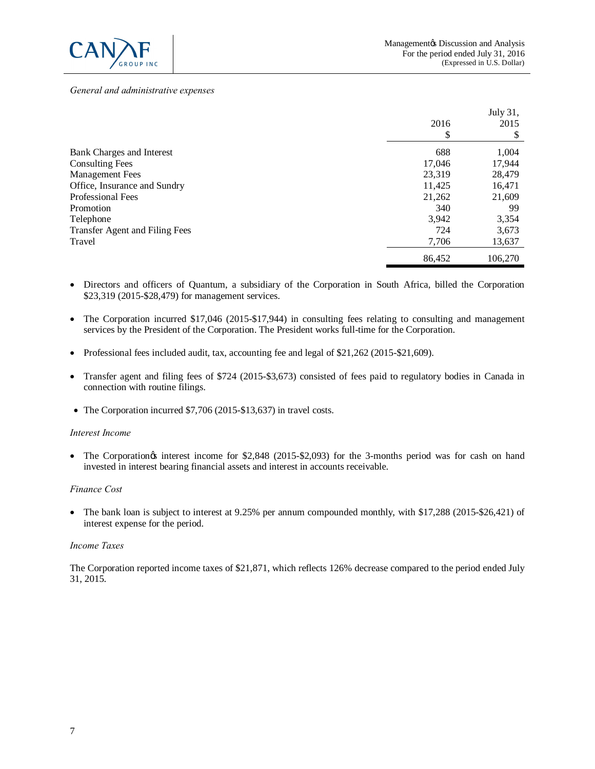*General and administrative expenses*

| | 2016<br>$ | July 31,<br>2015<br>$ |
|---|---|---|
| Bank Charges and Interest | 688 | 1,004 |
| Consulting Fees | 17,046 | 17,944 |
| Management Fees | 23,319 | 28,479 |
| Office, Insurance and Sundry | 11,425 | 16,471 |
| Professional Fees | 21,262 | 21,609 |
| Promotion | 340 | 99 |
| Telephone | 3,942 | 3,354 |
| Transfer Agent and Filing Fees | 724 | 3,673 |
| Travel | 7,706 | 13,637 |
| | 86,452 | 106,270 |

- Directors and officers of Quantum, a subsidiary of the Corporation in South Africa, billed the Corporation $23,319 (2015-$28,479) for management services.
- The Corporation incurred $17,046 (2015-$17,944) in consulting fees relating to consulting and management services by the President of the Corporation. The President works full-time for the Corporation.
- Professional fees included audit, tax, accounting fee and legal of $21,262 (2015-$21,609).
- Transfer agent and filing fees of $724 (2015-$3,673) consisted of fees paid to regulatory bodies in Canada in connection with routine filings.
- The Corporation incurred $7,706 (2015-$13,637) in travel costs.

*Interest Income*

- The Corporation's interest income for $2,848 (2015-$2,093) for the 3-months period was for cash on hand invested in interest bearing financial assets and interest in accounts receivable.

*Finance Cost*

- The bank loan is subject to interest at 9.25% per annum compounded monthly, with $17,288 (2015-$26,421) of interest expense for the period.

*Income Taxes*

The Corporation reported income taxes of $21,871, which reflects 126% decrease compared to the period ended July 31, 2015.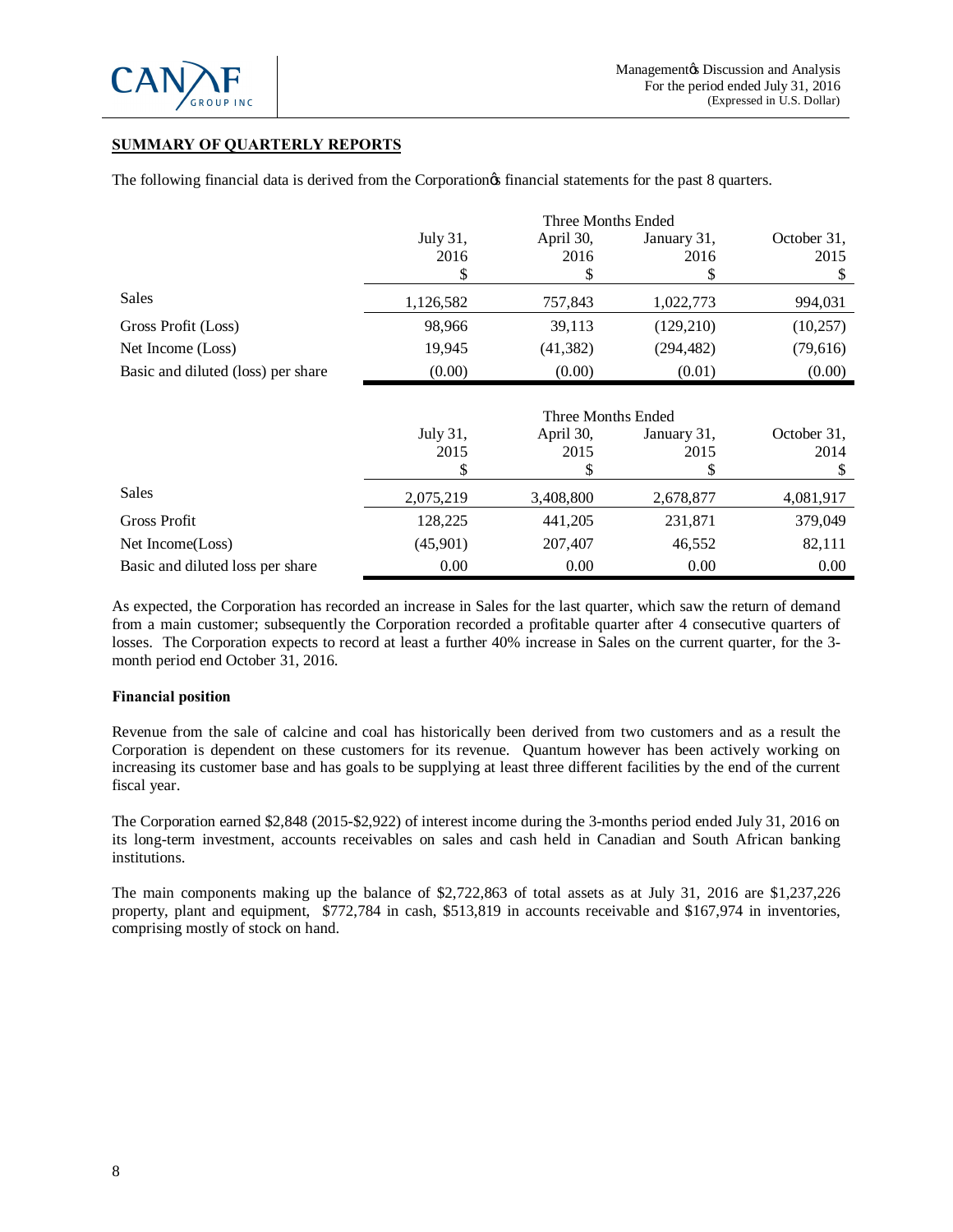## SUMMARY OF QUARTERLY REPORTS

The following financial data is derived from the Corporationøs financial statements for the past 8 quarters.

| | Three Months Ended | | | |
|---|---|---|---|---|
| | July 31, 2016 $ | April 30, 2016 $ | January 31, 2016 $ | October 31, 2015 $ |
| Sales | 1,126,582 | 757,843 | 1,022,773 | 994,031 |
| Gross Profit (Loss) | 98,966 | 39,113 | (129,210) | (10,257) |
| Net Income (Loss) | 19,945 | (41,382) | (294,482) | (79,616) |
| Basic and diluted (loss) per share | (0.00) | (0.00) | (0.01) | (0.00) |

| | Three Months Ended | | | |
|---|---|---|---|---|
| | July 31, 2015 $ | April 30, 2015 $ | January 31, 2015 $ | October 31, 2014 $ |
| Sales | 2,075,219 | 3,408,800 | 2,678,877 | 4,081,917 |
| Gross Profit | 128,225 | 441,205 | 231,871 | 379,049 |
| Net Income(Loss) | (45,901) | 207,407 | 46,552 | 82,111 |
| Basic and diluted loss per share | 0.00 | 0.00 | 0.00 | 0.00 |

As expected, the Corporation has recorded an increase in Sales for the last quarter, which saw the return of demand from a main customer; subsequently the Corporation recorded a profitable quarter after 4 consecutive quarters of losses. The Corporation expects to record at least a further 40% increase in Sales on the current quarter, for the 3-month period end October 31, 2016.

**Financial position**

Revenue from the sale of calcine and coal has historically been derived from two customers and as a result the Corporation is dependent on these customers for its revenue. Quantum however has been actively working on increasing its customer base and has goals to be supplying at least three different facilities by the end of the current fiscal year.

The Corporation earned $2,848 (2015-$2,922) of interest income during the 3-months period ended July 31, 2016 on its long-term investment, accounts receivables on sales and cash held in Canadian and South African banking institutions.

The main components making up the balance of $2,722,863 of total assets as at July 31, 2016 are $1,237,226 property, plant and equipment, $772,784 in cash, $513,819 in accounts receivable and $167,974 in inventories, comprising mostly of stock on hand.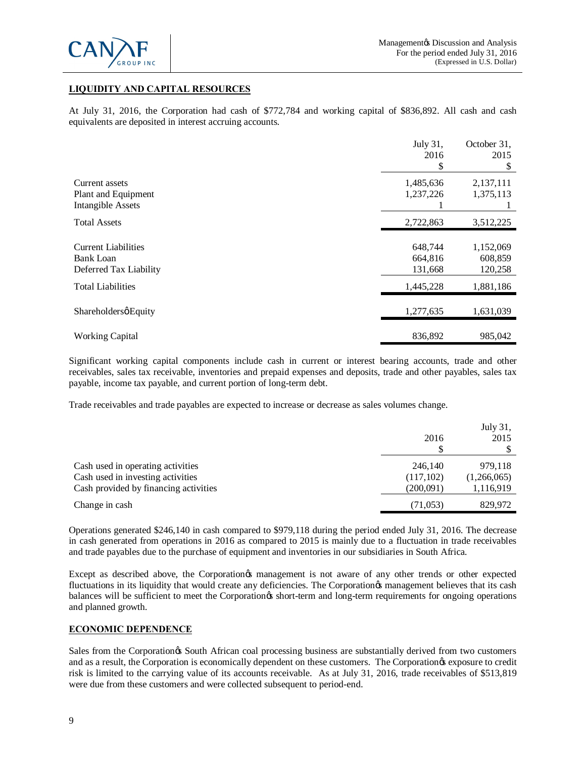## LIQUIDITY AND CAPITAL RESOURCES

At July 31, 2016, the Corporation had cash of $772,784 and working capital of $836,892. All cash and cash equivalents are deposited in interest accruing accounts.

| | July 31, 2016 $ | October 31, 2015 $ |
|---|---|---|
| Current assets | 1,485,636 | 2,137,111 |
| Plant and Equipment | 1,237,226 | 1,375,113 |
| Intangible Assets | 1 | 1 |
| Total Assets | 2,722,863 | 3,512,225 |
| Current Liabilities | 648,744 | 1,152,069 |
| Bank Loan | 664,816 | 608,859 |
| Deferred Tax Liability | 131,668 | 120,258 |
| Total Liabilities | 1,445,228 | 1,881,186 |
| Shareholdersø Equity | 1,277,635 | 1,631,039 |
| Working Capital | 836,892 | 985,042 |

Significant working capital components include cash in current or interest bearing accounts, trade and other receivables, sales tax receivable, inventories and prepaid expenses and deposits, trade and other payables, sales tax payable, income tax payable, and current portion of long-term debt.

Trade receivables and trade payables are expected to increase or decrease as sales volumes change.

| | 2016 $ | July 31, 2015 $ |
|---|---|---|
| Cash used in operating activities | 246,140 | 979,118 |
| Cash used in investing activities | (117,102) | (1,266,065) |
| Cash provided by financing activities | (200,091) | 1,116,919 |
| Change in cash | (71,053) | 829,972 |

Operations generated $246,140 in cash compared to $979,118 during the period ended July 31, 2016. The decrease in cash generated from operations in 2016 as compared to 2015 is mainly due to a fluctuation in trade receivables and trade payables due to the purchase of equipment and inventories in our subsidiaries in South Africa.

Except as described above, the Corporationøs management is not aware of any other trends or other expected fluctuations in its liquidity that would create any deficiencies. The Corporationøs management believes that its cash balances will be sufficient to meet the Corporationøs short-term and long-term requirements for ongoing operations and planned growth.

## ECONOMIC DEPENDENCE

Sales from the Corporationøs South African coal processing business are substantially derived from two customers and as a result, the Corporation is economically dependent on these customers. The Corporationøs exposure to credit risk is limited to the carrying value of its accounts receivable. As at July 31, 2016, trade receivables of $513,819 were due from these customers and were collected subsequent to period-end.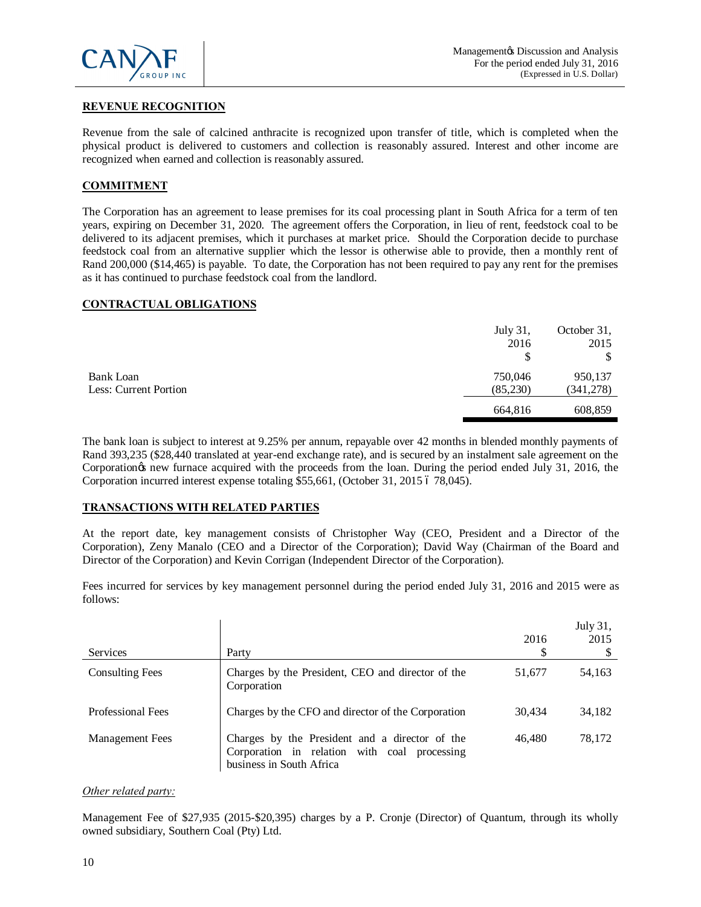## REVENUE RECOGNITION

Revenue from the sale of calcined anthracite is recognized upon transfer of title, which is completed when the physical product is delivered to customers and collection is reasonably assured. Interest and other income are recognized when earned and collection is reasonably assured.

## COMMITMENT

The Corporation has an agreement to lease premises for its coal processing plant in South Africa for a term of ten years, expiring on December 31, 2020. The agreement offers the Corporation, in lieu of rent, feedstock coal to be delivered to its adjacent premises, which it purchases at market price. Should the Corporation decide to purchase feedstock coal from an alternative supplier which the lessor is otherwise able to provide, then a monthly rent of Rand 200,000 ($14,465) is payable. To date, the Corporation has not been required to pay any rent for the premises as it has continued to purchase feedstock coal from the landlord.

## CONTRACTUAL OBLIGATIONS

| | July 31, 2016 $ | October 31, 2015 $ |
|---|---|---|
| Bank Loan | 750,046 | 950,137 |
| Less: Current Portion | (85,230) | (341,278) |
| | 664,816 | 608,859 |

The bank loan is subject to interest at 9.25% per annum, repayable over 42 months in blended monthly payments of Rand 393,235 ($28,440 translated at year-end exchange rate), and is secured by an instalment sale agreement on the Corporation's new furnace acquired with the proceeds from the loan. During the period ended July 31, 2016, the Corporation incurred interest expense totaling $55,661, (October 31, 2015 – 78,045).

## TRANSACTIONS WITH RELATED PARTIES

At the report date, key management consists of Christopher Way (CEO, President and a Director of the Corporation), Zeny Manalo (CEO and a Director of the Corporation); David Way (Chairman of the Board and Director of the Corporation) and Kevin Corrigan (Independent Director of the Corporation).

Fees incurred for services by key management personnel during the period ended July 31, 2016 and 2015 were as follows:

| Services | Party | 2016 $ | July 31, 2015 $ |
|---|---|---|---|
| Consulting Fees | Charges by the President, CEO and director of the Corporation | 51,677 | 54,163 |
| Professional Fees | Charges by the CFO and director of the Corporation | 30,434 | 34,182 |
| Management Fees | Charges by the President and a director of the Corporation in relation with coal processing business in South Africa | 46,480 | 78,172 |

*Other related party:*

Management Fee of $27,935 (2015-$20,395) charges by a P. Cronje (Director) of Quantum, through its wholly owned subsidiary, Southern Coal (Pty) Ltd.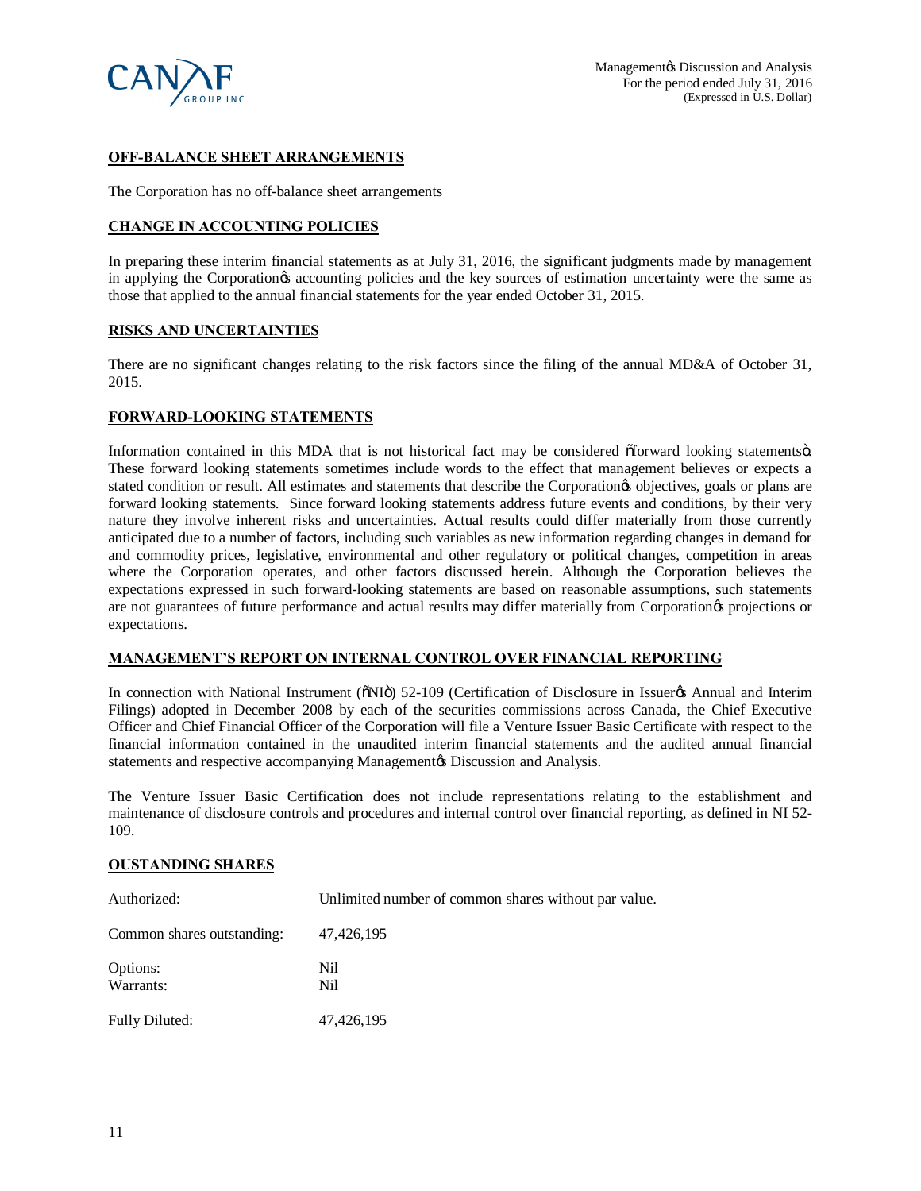## OFF-BALANCE SHEET ARRANGEMENTS

The Corporation has no off-balance sheet arrangements

## CHANGE IN ACCOUNTING POLICIES

In preparing these interim financial statements as at July 31, 2016, the significant judgments made by management in applying the Corporation's accounting policies and the key sources of estimation uncertainty were the same as those that applied to the annual financial statements for the year ended October 31, 2015.

## RISKS AND UNCERTAINTIES

There are no significant changes relating to the risk factors since the filing of the annual MD&A of October 31, 2015.

## FORWARD-LOOKING STATEMENTS

Information contained in this MDA that is not historical fact may be considered "forward looking statements". These forward looking statements sometimes include words to the effect that management believes or expects a stated condition or result. All estimates and statements that describe the Corporation's objectives, goals or plans are forward looking statements. Since forward looking statements address future events and conditions, by their very nature they involve inherent risks and uncertainties. Actual results could differ materially from those currently anticipated due to a number of factors, including such variables as new information regarding changes in demand for and commodity prices, legislative, environmental and other regulatory or political changes, competition in areas where the Corporation operates, and other factors discussed herein. Although the Corporation believes the expectations expressed in such forward-looking statements are based on reasonable assumptions, such statements are not guarantees of future performance and actual results may differ materially from Corporation's projections or expectations.

## MANAGEMENT'S REPORT ON INTERNAL CONTROL OVER FINANCIAL REPORTING

In connection with National Instrument ("NI") 52-109 (Certification of Disclosure in Issuer's Annual and Interim Filings) adopted in December 2008 by each of the securities commissions across Canada, the Chief Executive Officer and Chief Financial Officer of the Corporation will file a Venture Issuer Basic Certificate with respect to the financial information contained in the unaudited interim financial statements and the audited annual financial statements and respective accompanying Management's Discussion and Analysis.

The Venture Issuer Basic Certification does not include representations relating to the establishment and maintenance of disclosure controls and procedures and internal control over financial reporting, as defined in NI 52-109.

## OUSTANDING SHARES

| | |
|---|---|
| Authorized: | Unlimited number of common shares without par value. |
| Common shares outstanding: | 47,426,195 |
| Options: | Nil |
| Warrants: | Nil |
| Fully Diluted: | 47,426,195 |